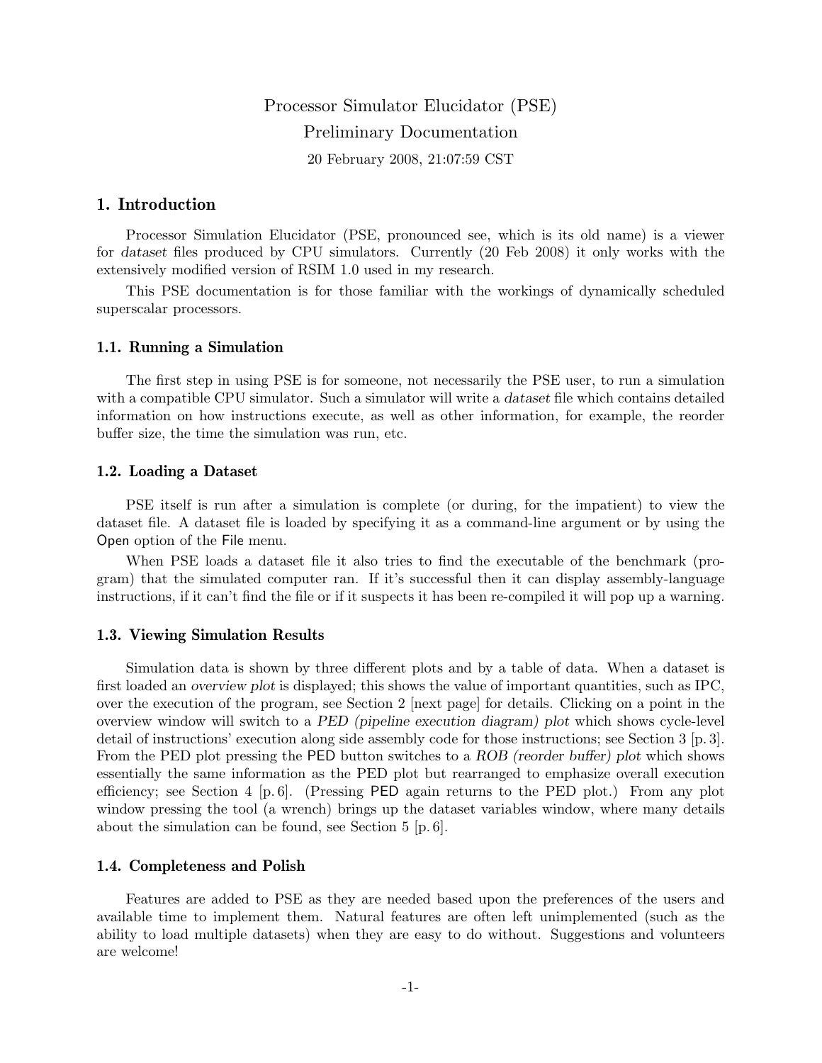# Processor Simulator Elucidator (PSE)

Preliminary Documentation

20 February 2008, 21:07:59 CST

## 1. Introduction

Processor Simulation Elucidator (PSE, pronounced see, which is its old name) is a viewer for *dataset* files produced by CPU simulators. Currently (20 Feb 2008) it only works with the extensively modified version of RSIM 1.0 used in my research.

This PSE documentation is for those familiar with the workings of dynamically scheduled superscalar processors.

### 1.1. Running a Simulation

The first step in using PSE is for someone, not necessarily the PSE user, to run a simulation with a compatible CPU simulator. Such a simulator will write a *dataset* file which contains detailed information on how instructions execute, as well as other information, for example, the reorder buffer size, the time the simulation was run, etc.

### 1.2. Loading a Dataset

PSE itself is run after a simulation is complete (or during, for the impatient) to view the dataset file. A dataset file is loaded by specifying it as a command-line argument or by using the Open option of the File menu.

When PSE loads a dataset file it also tries to find the executable of the benchmark (program) that the simulated computer ran. If it's successful then it can display assembly-language instructions, if it can't find the file or if it suspects it has been re-compiled it will pop up a warning.

### 1.3. Viewing Simulation Results

Simulation data is shown by three different plots and by a table of data. When a dataset is first loaded an *overview plot* is displayed; this shows the value of important quantities, such as IPC, over the execution of the program, see Section 2 [next page] for details. Clicking on a point in the overview window will switch to a *PED (pipeline execution diagram) plot* which shows cycle-level detail of instructions' execution along side assembly code for those instructions; see Section 3 [p. 3]. From the PED plot pressing the PED button switches to a *ROB (reorder buffer) plot* which shows essentially the same information as the PED plot but rearranged to emphasize overall execution efficiency; see Section 4 [p. 6]. (Pressing PED again returns to the PED plot.) From any plot window pressing the tool (a wrench) brings up the dataset variables window, where many details about the simulation can be found, see Section 5 [p. 6].

### 1.4. Completeness and Polish

Features are added to PSE as they are needed based upon the preferences of the users and available time to implement them. Natural features are often left unimplemented (such as the ability to load multiple datasets) when they are easy to do without. Suggestions and volunteers are welcome!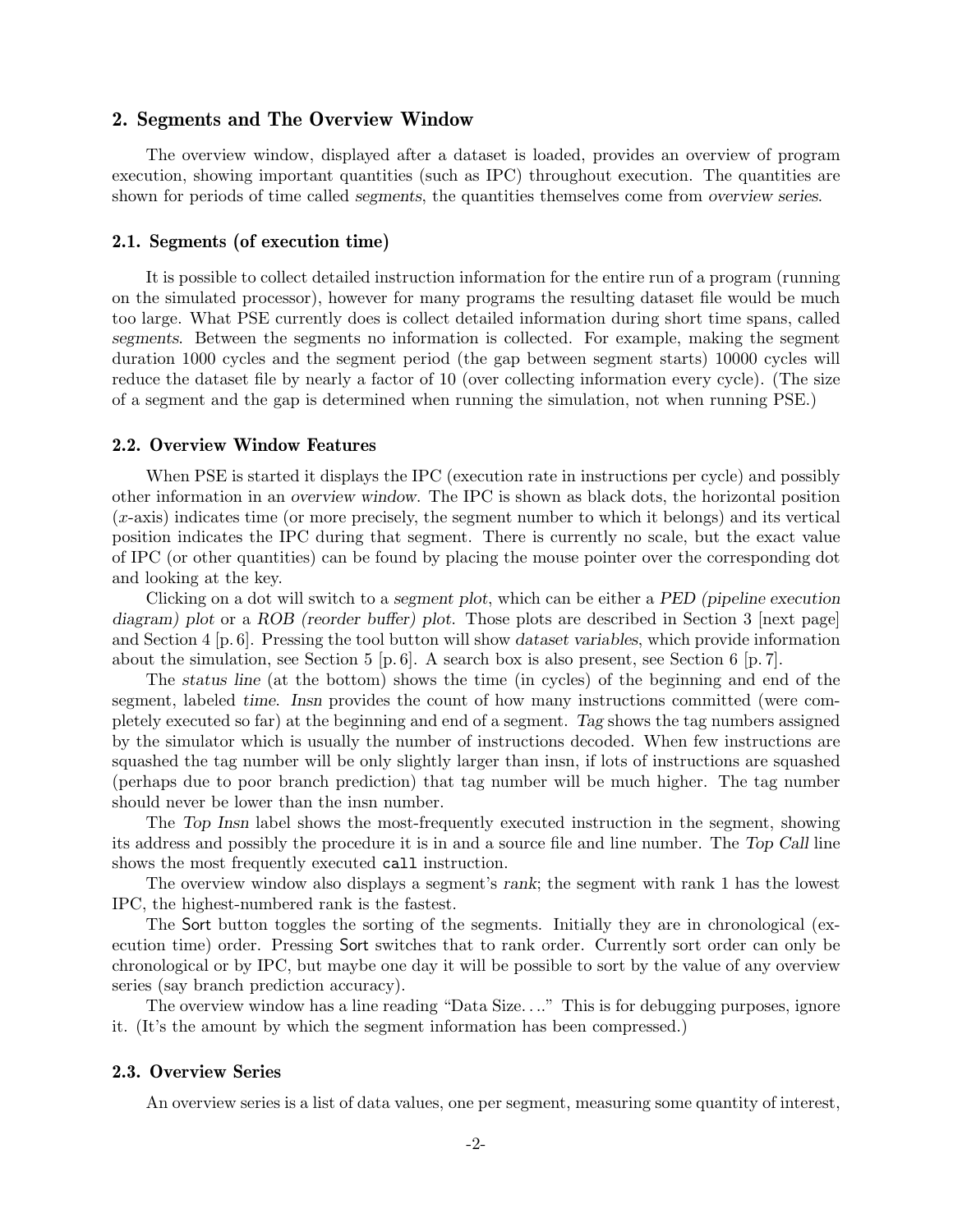## 2. Segments and The Overview Window

The overview window, displayed after a dataset is loaded, provides an overview of program execution, showing important quantities (such as IPC) throughout execution. The quantities are shown for periods of time called *segments*, the quantities themselves come from *overview series*.

### 2.1. Segments (of execution time)

It is possible to collect detailed instruction information for the entire run of a program (running on the simulated processor), however for many programs the resulting dataset file would be much too large. What PSE currently does is collect detailed information during short time spans, called *segments*. Between the segments no information is collected. For example, making the segment duration 1000 cycles and the segment period (the gap between segment starts) 10000 cycles will reduce the dataset file by nearly a factor of 10 (over collecting information every cycle). (The size of a segment and the gap is determined when running the simulation, not when running PSE.)

### 2.2. Overview Window Features

When PSE is started it displays the IPC (execution rate in instructions per cycle) and possibly other information in an *overview window*. The IPC is shown as black dots, the horizontal position ($x$-axis) indicates time (or more precisely, the segment number to which it belongs) and its vertical position indicates the IPC during that segment. There is currently no scale, but the exact value of IPC (or other quantities) can be found by placing the mouse pointer over the corresponding dot and looking at the key.

Clicking on a dot will switch to a *segment plot*, which can be either a *PED (pipeline execution diagram) plot* or a *ROB (reorder buffer) plot*. Those plots are described in Section 3 [next page] and Section 4 [p. 6]. Pressing the tool button will show *dataset variables*, which provide information about the simulation, see Section 5 [p. 6]. A search box is also present, see Section 6 [p. 7].

The *status line* (at the bottom) shows the time (in cycles) of the beginning and end of the segment, labeled *time*. *Insn* provides the count of how many instructions committed (were completely executed so far) at the beginning and end of a segment. *Tag* shows the tag numbers assigned by the simulator which is usually the number of instructions decoded. When few instructions are squashed the tag number will be only slightly larger than insn, if lots of instructions are squashed (perhaps due to poor branch prediction) that tag number will be much higher. The tag number should never be lower than the insn number.

The *Top Insn* label shows the most-frequently executed instruction in the segment, showing its address and possibly the procedure it is in and a source file and line number. The *Top Call* line shows the most frequently executed `call` instruction.

The overview window also displays a segment's *rank*; the segment with rank 1 has the lowest IPC, the highest-numbered rank is the fastest.

The Sort button toggles the sorting of the segments. Initially they are in chronological (execution time) order. Pressing Sort switches that to rank order. Currently sort order can only be chronological or by IPC, but maybe one day it will be possible to sort by the value of any overview series (say branch prediction accuracy).

The overview window has a line reading "Data Size. . .." This is for debugging purposes, ignore it. (It's the amount by which the segment information has been compressed.)

### 2.3. Overview Series

An overview series is a list of data values, one per segment, measuring some quantity of interest,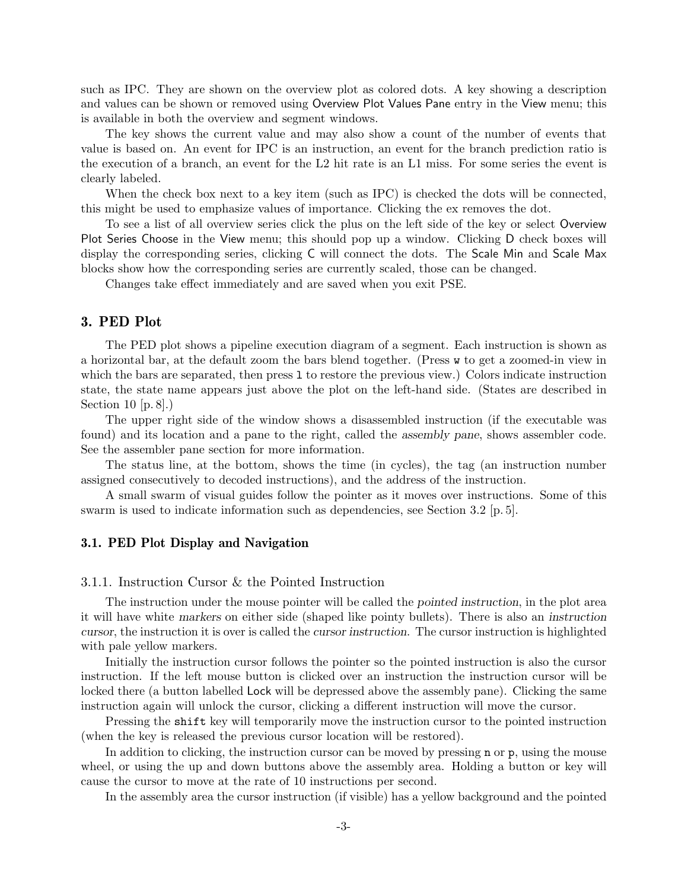such as IPC. They are shown on the overview plot as colored dots. A key showing a description and values can be shown or removed using Overview Plot Values Pane entry in the View menu; this is available in both the overview and segment windows.

The key shows the current value and may also show a count of the number of events that value is based on. An event for IPC is an instruction, an event for the branch prediction ratio is the execution of a branch, an event for the L2 hit rate is an L1 miss. For some series the event is clearly labeled.

When the check box next to a key item (such as IPC) is checked the dots will be connected, this might be used to emphasize values of importance. Clicking the ex removes the dot.

To see a list of all overview series click the plus on the left side of the key or select Overview Plot Series Choose in the View menu; this should pop up a window. Clicking D check boxes will display the corresponding series, clicking C will connect the dots. The Scale Min and Scale Max blocks show how the corresponding series are currently scaled, those can be changed.

Changes take effect immediately and are saved when you exit PSE.

## 3. PED Plot

The PED plot shows a pipeline execution diagram of a segment. Each instruction is shown as a horizontal bar, at the default zoom the bars blend together. (Press `w` to get a zoomed-in view in which the bars are separated, then press `l` to restore the previous view.) Colors indicate instruction state, the state name appears just above the plot on the left-hand side. (States are described in Section 10 [p. 8].)

The upper right side of the window shows a disassembled instruction (if the executable was found) and its location and a pane to the right, called the *assembly pane*, shows assembler code. See the assembler pane section for more information.

The status line, at the bottom, shows the time (in cycles), the tag (an instruction number assigned consecutively to decoded instructions), and the address of the instruction.

A small swarm of visual guides follow the pointer as it moves over instructions. Some of this swarm is used to indicate information such as dependencies, see Section 3.2 [p. 5].

### 3.1. PED Plot Display and Navigation

#### 3.1.1. Instruction Cursor & the Pointed Instruction

The instruction under the mouse pointer will be called the *pointed instruction*, in the plot area it will have white *markers* on either side (shaped like pointy bullets). There is also an *instruction cursor*, the instruction it is over is called the *cursor instruction*. The cursor instruction is highlighted with pale yellow markers.

Initially the instruction cursor follows the pointer so the pointed instruction is also the cursor instruction. If the left mouse button is clicked over an instruction the instruction cursor will be locked there (a button labelled Lock will be depressed above the assembly pane). Clicking the same instruction again will unlock the cursor, clicking a different instruction will move the cursor.

Pressing the `shift` key will temporarily move the instruction cursor to the pointed instruction (when the key is released the previous cursor location will be restored).

In addition to clicking, the instruction cursor can be moved by pressing `n` or `p`, using the mouse wheel, or using the up and down buttons above the assembly area. Holding a button or key will cause the cursor to move at the rate of 10 instructions per second.

In the assembly area the cursor instruction (if visible) has a yellow background and the pointed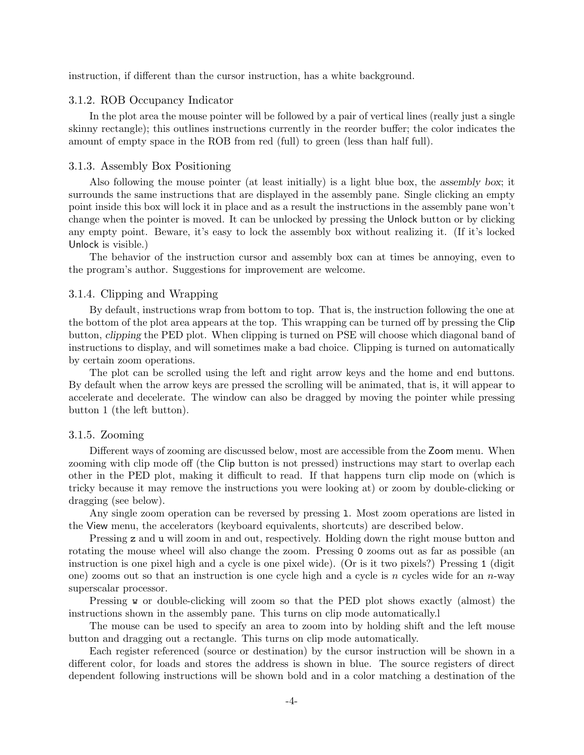instruction, if different than the cursor instruction, has a white background.

### 3.1.2. ROB Occupancy Indicator

In the plot area the mouse pointer will be followed by a pair of vertical lines (really just a single skinny rectangle); this outlines instructions currently in the reorder buffer; the color indicates the amount of empty space in the ROB from red (full) to green (less than half full).

### 3.1.3. Assembly Box Positioning

Also following the mouse pointer (at least initially) is a light blue box, the *assembly box*; it surrounds the same instructions that are displayed in the assembly pane. Single clicking an empty point inside this box will lock it in place and as a result the instructions in the assembly pane won't change when the pointer is moved. It can be unlocked by pressing the Unlock button or by clicking any empty point. Beware, it's easy to lock the assembly box without realizing it. (If it's locked Unlock is visible.)

The behavior of the instruction cursor and assembly box can at times be annoying, even to the program's author. Suggestions for improvement are welcome.

### 3.1.4. Clipping and Wrapping

By default, instructions wrap from bottom to top. That is, the instruction following the one at the bottom of the plot area appears at the top. This wrapping can be turned off by pressing the Clip button, *clipping* the PED plot. When clipping is turned on PSE will choose which diagonal band of instructions to display, and will sometimes make a bad choice. Clipping is turned on automatically by certain zoom operations.

The plot can be scrolled using the left and right arrow keys and the home and end buttons. By default when the arrow keys are pressed the scrolling will be animated, that is, it will appear to accelerate and decelerate. The window can also be dragged by moving the pointer while pressing button 1 (the left button).

### 3.1.5. Zooming

Different ways of zooming are discussed below, most are accessible from the Zoom menu. When zooming with clip mode off (the Clip button is not pressed) instructions may start to overlap each other in the PED plot, making it difficult to read. If that happens turn clip mode on (which is tricky because it may remove the instructions you were looking at) or zoom by double-clicking or dragging (see below).

Any single zoom operation can be reversed by pressing `l`. Most zoom operations are listed in the View menu, the accelerators (keyboard equivalents, shortcuts) are described below.

Pressing `z` and `u` will zoom in and out, respectively. Holding down the right mouse button and rotating the mouse wheel will also change the zoom. Pressing `0` zooms out as far as possible (an instruction is one pixel high and a cycle is one pixel wide). (Or is it two pixels?) Pressing `1` (digit one) zooms out so that an instruction is one cycle high and a cycle is $n$ cycles wide for an $n$-way superscalar processor.

Pressing `w` or double-clicking will zoom so that the PED plot shows exactly (almost) the instructions shown in the assembly pane. This turns on clip mode automatically.l

The mouse can be used to specify an area to zoom into by holding shift and the left mouse button and dragging out a rectangle. This turns on clip mode automatically.

Each register referenced (source or destination) by the cursor instruction will be shown in a different color, for loads and stores the address is shown in blue. The source registers of direct dependent following instructions will be shown bold and in a color matching a destination of the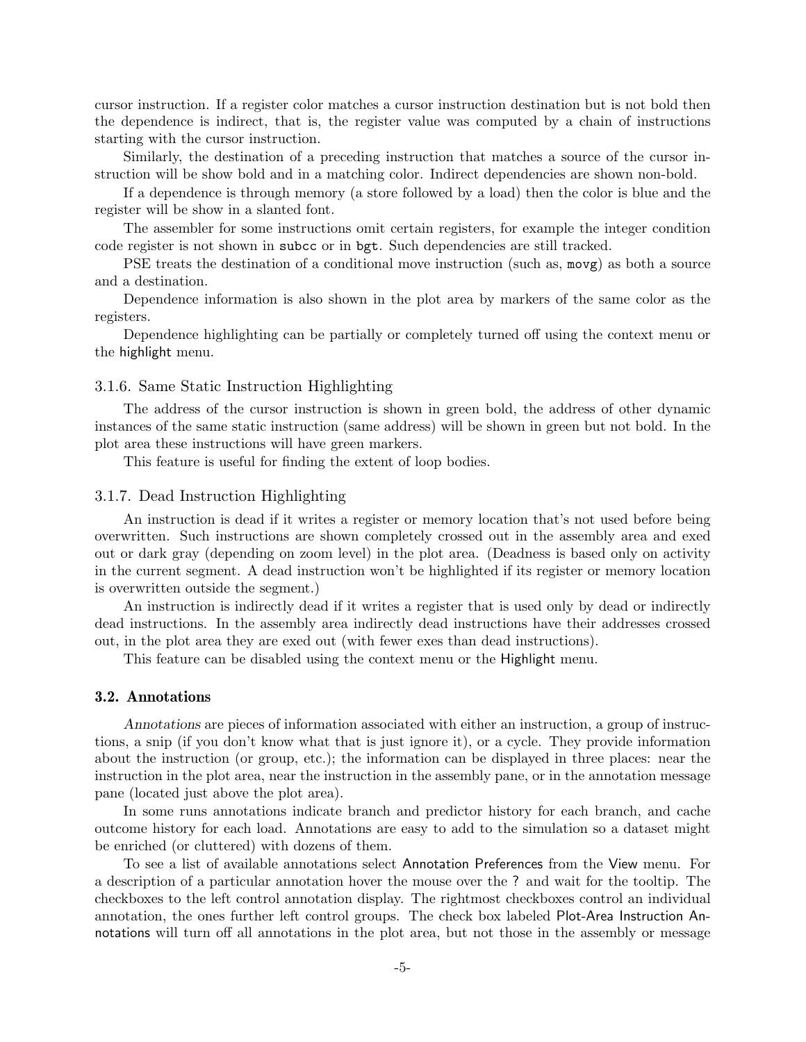cursor instruction. If a register color matches a cursor instruction destination but is not bold then the dependence is indirect, that is, the register value was computed by a chain of instructions starting with the cursor instruction.

Similarly, the destination of a preceding instruction that matches a source of the cursor instruction will be show bold and in a matching color. Indirect dependencies are shown non-bold.

If a dependence is through memory (a store followed by a load) then the color is blue and the register will be show in a slanted font.

The assembler for some instructions omit certain registers, for example the integer condition code register is not shown in `subcc` or in `bgt`. Such dependencies are still tracked.

PSE treats the destination of a conditional move instruction (such as, `movg`) as both a source and a destination.

Dependence information is also shown in the plot area by markers of the same color as the registers.

Dependence highlighting can be partially or completely turned off using the context menu or the highlight menu.

### 3.1.6. Same Static Instruction Highlighting

The address of the cursor instruction is shown in green bold, the address of other dynamic instances of the same static instruction (same address) will be shown in green but not bold. In the plot area these instructions will have green markers.

This feature is useful for finding the extent of loop bodies.

### 3.1.7. Dead Instruction Highlighting

An instruction is dead if it writes a register or memory location that's not used before being overwritten. Such instructions are shown completely crossed out in the assembly area and exed out or dark gray (depending on zoom level) in the plot area. (Deadness is based only on activity in the current segment. A dead instruction won't be highlighted if its register or memory location is overwritten outside the segment.)

An instruction is indirectly dead if it writes a register that is used only by dead or indirectly dead instructions. In the assembly area indirectly dead instructions have their addresses crossed out, in the plot area they are exed out (with fewer exes than dead instructions).

This feature can be disabled using the context menu or the Highlight menu.

## 3.2. Annotations

*Annotations* are pieces of information associated with either an instruction, a group of instructions, a snip (if you don't know what that is just ignore it), or a cycle. They provide information about the instruction (or group, etc.); the information can be displayed in three places: near the instruction in the plot area, near the instruction in the assembly pane, or in the annotation message pane (located just above the plot area).

In some runs annotations indicate branch and predictor history for each branch, and cache outcome history for each load. Annotations are easy to add to the simulation so a dataset might be enriched (or cluttered) with dozens of them.

To see a list of available annotations select Annotation Preferences from the View menu. For a description of a particular annotation hover the mouse over the ? and wait for the tooltip. The checkboxes to the left control annotation display. The rightmost checkboxes control an individual annotation, the ones further left control groups. The check box labeled Plot-Area Instruction Annotations will turn off all annotations in the plot area, but not those in the assembly or message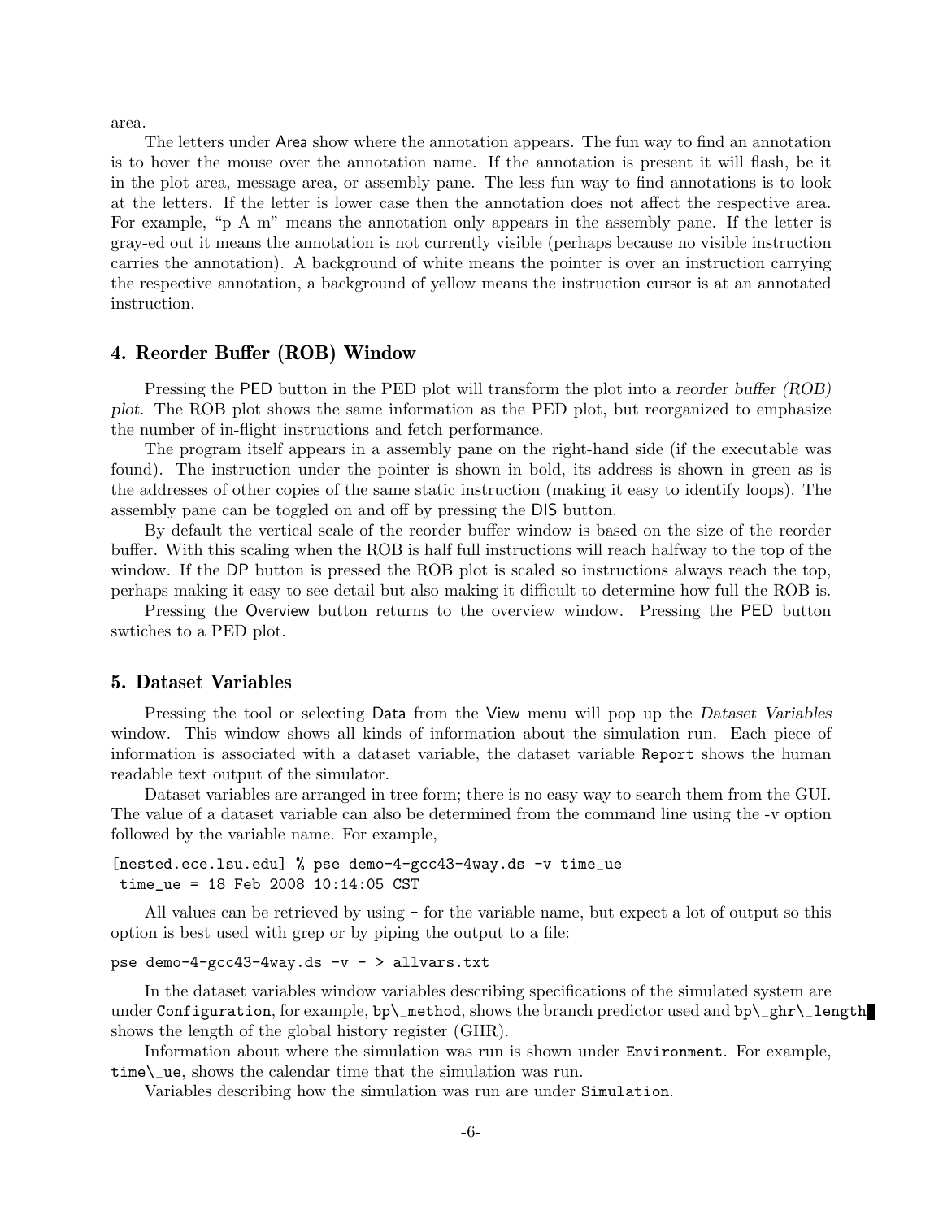area.

The letters under Area show where the annotation appears. The fun way to find an annotation is to hover the mouse over the annotation name. If the annotation is present it will flash, be it in the plot area, message area, or assembly pane. The less fun way to find annotations is to look at the letters. If the letter is lower case then the annotation does not affect the respective area. For example, "p A m" means the annotation only appears in the assembly pane. If the letter is gray-ed out it means the annotation is not currently visible (perhaps because no visible instruction carries the annotation). A background of white means the pointer is over an instruction carrying the respective annotation, a background of yellow means the instruction cursor is at an annotated instruction.

## 4. Reorder Buffer (ROB) Window

Pressing the PED button in the PED plot will transform the plot into a *reorder buffer (ROB) plot*. The ROB plot shows the same information as the PED plot, but reorganized to emphasize the number of in-flight instructions and fetch performance.

The program itself appears in a assembly pane on the right-hand side (if the executable was found). The instruction under the pointer is shown in bold, its address is shown in green as is the addresses of other copies of the same static instruction (making it easy to identify loops). The assembly pane can be toggled on and off by pressing the DIS button.

By default the vertical scale of the reorder buffer window is based on the size of the reorder buffer. With this scaling when the ROB is half full instructions will reach halfway to the top of the window. If the DP button is pressed the ROB plot is scaled so instructions always reach the top, perhaps making it easy to see detail but also making it difficult to determine how full the ROB is.

Pressing the Overview button returns to the overview window. Pressing the PED button swtiches to a PED plot.

## 5. Dataset Variables

Pressing the tool or selecting Data from the View menu will pop up the *Dataset Variables* window. This window shows all kinds of information about the simulation run. Each piece of information is associated with a dataset variable, the dataset variable `Report` shows the human readable text output of the simulator.

Dataset variables are arranged in tree form; there is no easy way to search them from the GUI. The value of a dataset variable can also be determined from the command line using the -v option followed by the variable name. For example,

```
[nested.ece.lsu.edu] % pse demo-4-gcc43-4way.ds -v time_ue
 time_ue = 18 Feb 2008 10:14:05 CST
```

All values can be retrieved by using `-` for the variable name, but expect a lot of output so this option is best used with grep or by piping the output to a file:

```
pse demo-4-gcc43-4way.ds -v - > allvars.txt
```

In the dataset variables window variables describing specifications of the simulated system are under `Configuration`, for example, `bp\_method`, shows the branch predictor used and `bp\_ghr\_length` shows the length of the global history register (GHR).

Information about where the simulation was run is shown under `Environment`. For example, `time\_ue`, shows the calendar time that the simulation was run.

Variables describing how the simulation was run are under `Simulation`.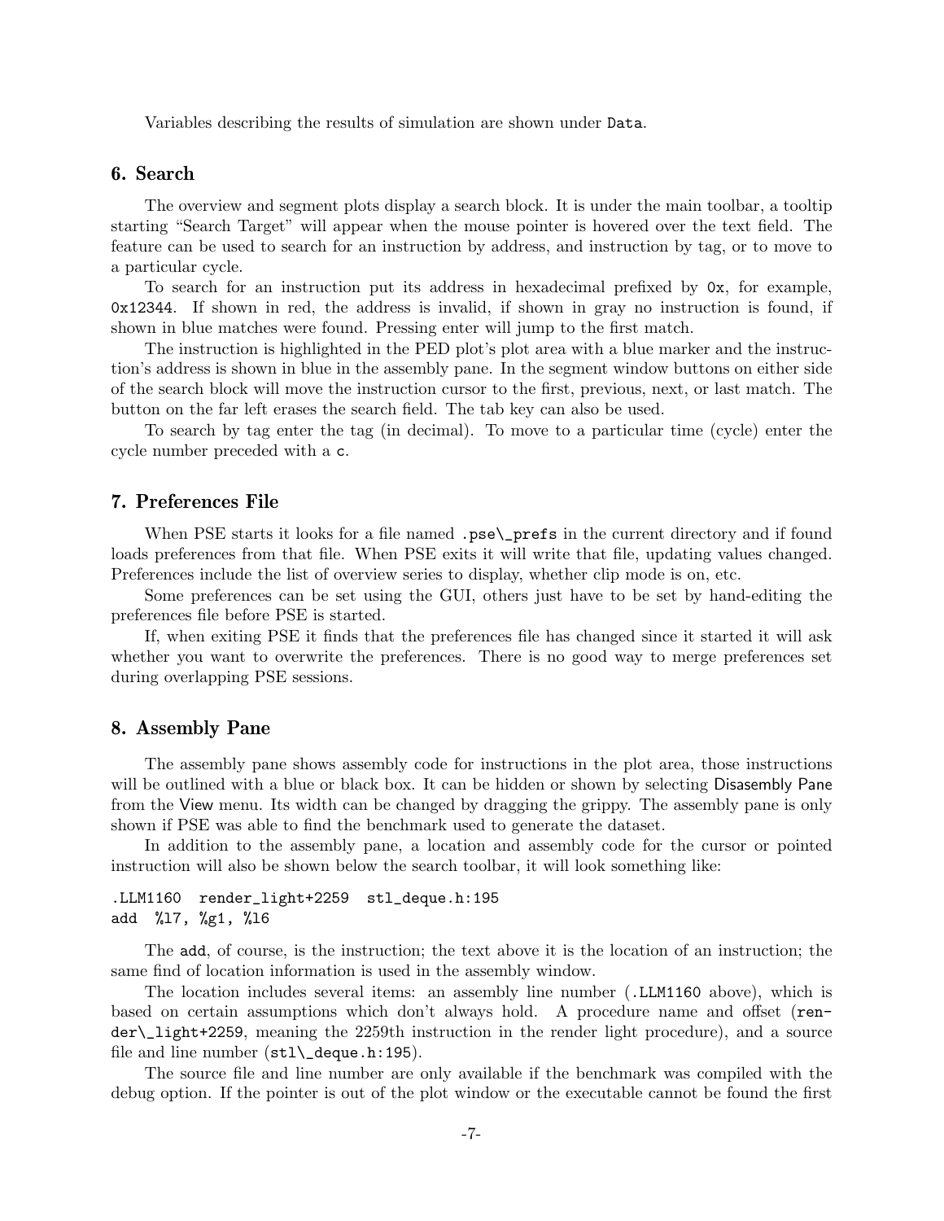Variables describing the results of simulation are shown under Data.

## 6. Search

The overview and segment plots display a search block. It is under the main toolbar, a tooltip starting “Search Target” will appear when the mouse pointer is hovered over the text field. The feature can be used to search for an instruction by address, and instruction by tag, or to move to a particular cycle.

To search for an instruction put its address in hexadecimal prefixed by `0x`, for example, `0x12344`. If shown in red, the address is invalid, if shown in gray no instruction is found, if shown in blue matches were found. Pressing enter will jump to the first match.

The instruction is highlighted in the PED plot's plot area with a blue marker and the instruction's address is shown in blue in the assembly pane. In the segment window buttons on either side of the search block will move the instruction cursor to the first, previous, next, or last match. The button on the far left erases the search field. The tab key can also be used.

To search by tag enter the tag (in decimal). To move to a particular time (cycle) enter the cycle number preceded with a `c`.

## 7. Preferences File

When PSE starts it looks for a file named `.pse\_prefs` in the current directory and if found loads preferences from that file. When PSE exits it will write that file, updating values changed. Preferences include the list of overview series to display, whether clip mode is on, etc.

Some preferences can be set using the GUI, others just have to be set by hand-editing the preferences file before PSE is started.

If, when exiting PSE it finds that the preferences file has changed since it started it will ask whether you want to overwrite the preferences. There is no good way to merge preferences set during overlapping PSE sessions.

## 8. Assembly Pane

The assembly pane shows assembly code for instructions in the plot area, those instructions will be outlined with a blue or black box. It can be hidden or shown by selecting Disasembly Pane from the View menu. Its width can be changed by dragging the grippy. The assembly pane is only shown if PSE was able to find the benchmark used to generate the dataset.

In addition to the assembly pane, a location and assembly code for the cursor or pointed instruction will also be shown below the search toolbar, it will look something like:

```
.LLM1160  render_light+2259  stl_deque.h:195
add  %l7, %g1, %l6
```

The `add`, of course, is the instruction; the text above it is the location of an instruction; the same find of location information is used in the assembly window.

The location includes several items: an assembly line number (`.LLM1160` above), which is based on certain assumptions which don't always hold. A procedure name and offset (`render\_light+2259`, meaning the 2259th instruction in the render light procedure), and a source file and line number (`stl\_deque.h:195`).

The source file and line number are only available if the benchmark was compiled with the debug option. If the pointer is out of the plot window or the executable cannot be found the first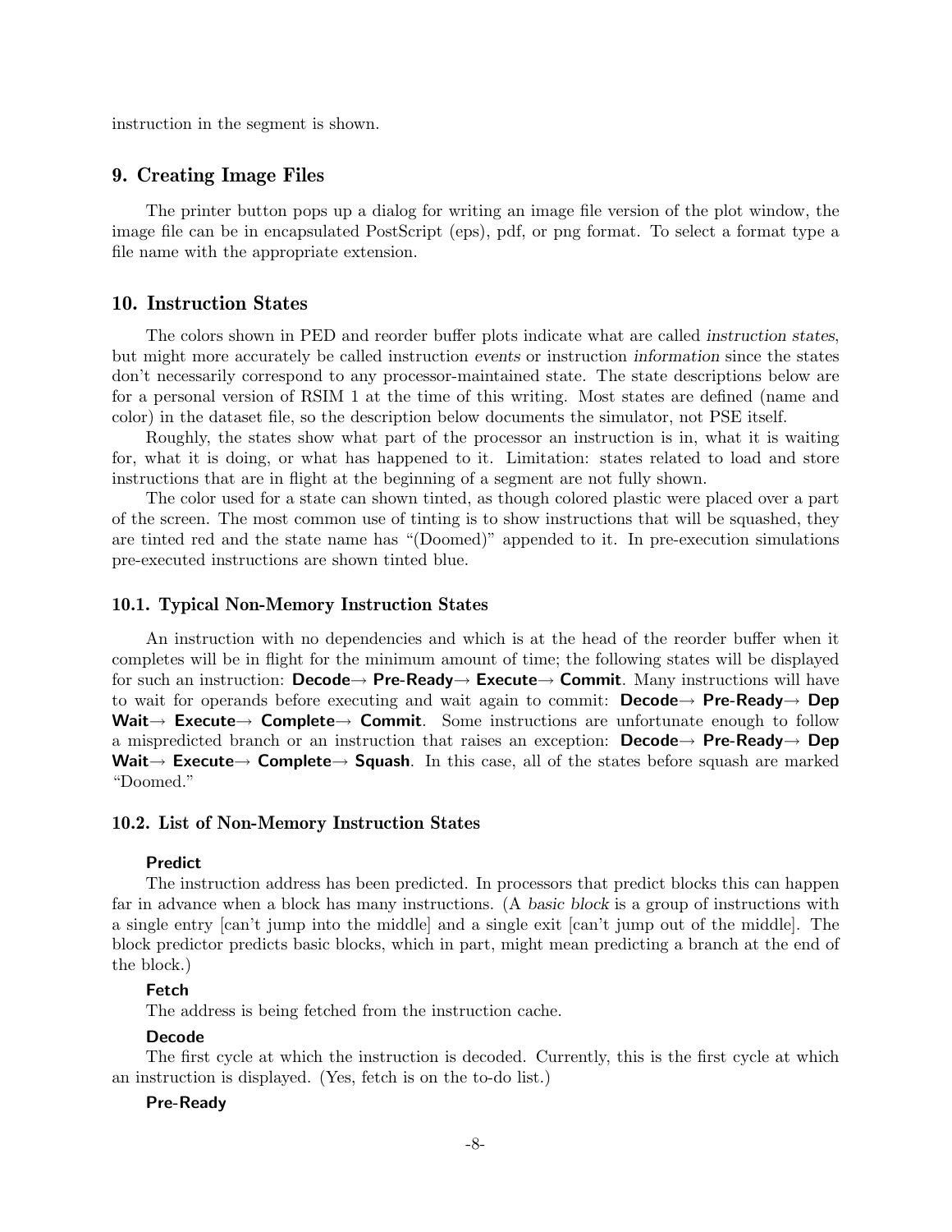instruction in the segment is shown.

## 9. Creating Image Files

The printer button pops up a dialog for writing an image file version of the plot window, the image file can be in encapsulated PostScript (eps), pdf, or png format. To select a format type a file name with the appropriate extension.

## 10. Instruction States

The colors shown in PED and reorder buffer plots indicate what are called *instruction states*, but might more accurately be called instruction *events* or instruction *information* since the states don't necessarily correspond to any processor-maintained state. The state descriptions below are for a personal version of RSIM 1 at the time of this writing. Most states are defined (name and color) in the dataset file, so the description below documents the simulator, not PSE itself.

Roughly, the states show what part of the processor an instruction is in, what it is waiting for, what it is doing, or what has happened to it. Limitation: states related to load and store instructions that are in flight at the beginning of a segment are not fully shown.

The color used for a state can shown tinted, as though colored plastic were placed over a part of the screen. The most common use of tinting is to show instructions that will be squashed, they are tinted red and the state name has "(Doomed)" appended to it. In pre-execution simulations pre-executed instructions are shown tinted blue.

### 10.1. Typical Non-Memory Instruction States

An instruction with no dependencies and which is at the head of the reorder buffer when it completes will be in flight for the minimum amount of time; the following states will be displayed for such an instruction: **Decode**→ **Pre-Ready**→ **Execute**→ **Commit**. Many instructions will have to wait for operands before executing and wait again to commit: **Decode**→ **Pre-Ready**→ **Dep Wait**→ **Execute**→ **Complete**→ **Commit**. Some instructions are unfortunate enough to follow a mispredicted branch or an instruction that raises an exception: **Decode**→ **Pre-Ready**→ **Dep Wait**→ **Execute**→ **Complete**→ **Squash**. In this case, all of the states before squash are marked "Doomed."

### 10.2. List of Non-Memory Instruction States

**Predict**

The instruction address has been predicted. In processors that predict blocks this can happen far in advance when a block has many instructions. (A *basic block* is a group of instructions with a single entry [can't jump into the middle] and a single exit [can't jump out of the middle]. The block predictor predicts basic blocks, which in part, might mean predicting a branch at the end of the block.)

**Fetch**

The address is being fetched from the instruction cache.

**Decode**

The first cycle at which the instruction is decoded. Currently, this is the first cycle at which an instruction is displayed. (Yes, fetch is on the to-do list.)

**Pre-Ready**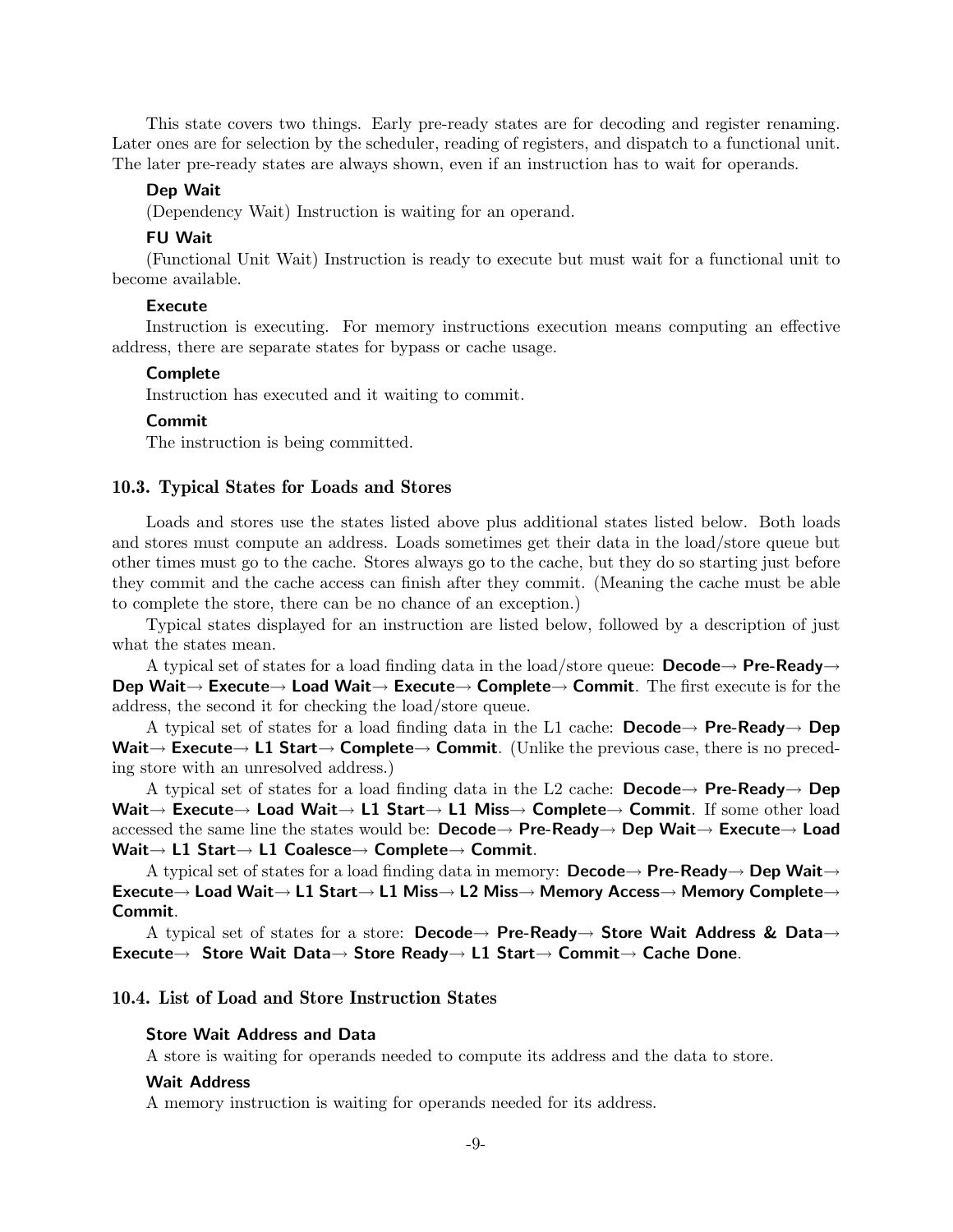This state covers two things. Early pre-ready states are for decoding and register renaming. Later ones are for selection by the scheduler, reading of registers, and dispatch to a functional unit. The later pre-ready states are always shown, even if an instruction has to wait for operands.

**Dep Wait**

(Dependency Wait) Instruction is waiting for an operand.

**FU Wait**

(Functional Unit Wait) Instruction is ready to execute but must wait for a functional unit to become available.

**Execute**

Instruction is executing. For memory instructions execution means computing an effective address, there are separate states for bypass or cache usage.

**Complete**

Instruction has executed and it waiting to commit.

**Commit**

The instruction is being committed.

### 10.3. Typical States for Loads and Stores

Loads and stores use the states listed above plus additional states listed below. Both loads and stores must compute an address. Loads sometimes get their data in the load/store queue but other times must go to the cache. Stores always go to the cache, but they do so starting just before they commit and the cache access can finish after they commit. (Meaning the cache must be able to complete the store, there can be no chance of an exception.)

Typical states displayed for an instruction are listed below, followed by a description of just what the states mean.

A typical set of states for a load finding data in the load/store queue: **Decode→ Pre-Ready→ Dep Wait→ Execute→ Load Wait→ Execute→ Complete→ Commit**. The first execute is for the address, the second it for checking the load/store queue.

A typical set of states for a load finding data in the L1 cache: **Decode→ Pre-Ready→ Dep Wait→ Execute→ L1 Start→ Complete→ Commit**. (Unlike the previous case, there is no preceding store with an unresolved address.)

A typical set of states for a load finding data in the L2 cache: **Decode→ Pre-Ready→ Dep Wait→ Execute→ Load Wait→ L1 Start→ L1 Miss→ Complete→ Commit**. If some other load accessed the same line the states would be: **Decode→ Pre-Ready→ Dep Wait→ Execute→ Load Wait→ L1 Start→ L1 Coalesce→ Complete→ Commit**.

A typical set of states for a load finding data in memory: **Decode→ Pre-Ready→ Dep Wait→ Execute→ Load Wait→ L1 Start→ L1 Miss→ L2 Miss→ Memory Access→ Memory Complete→ Commit**.

A typical set of states for a store: **Decode→ Pre-Ready→ Store Wait Address & Data→ Execute→ Store Wait Data→ Store Ready→ L1 Start→ Commit→ Cache Done**.

### 10.4. List of Load and Store Instruction States

**Store Wait Address and Data**

A store is waiting for operands needed to compute its address and the data to store.

**Wait Address**

A memory instruction is waiting for operands needed for its address.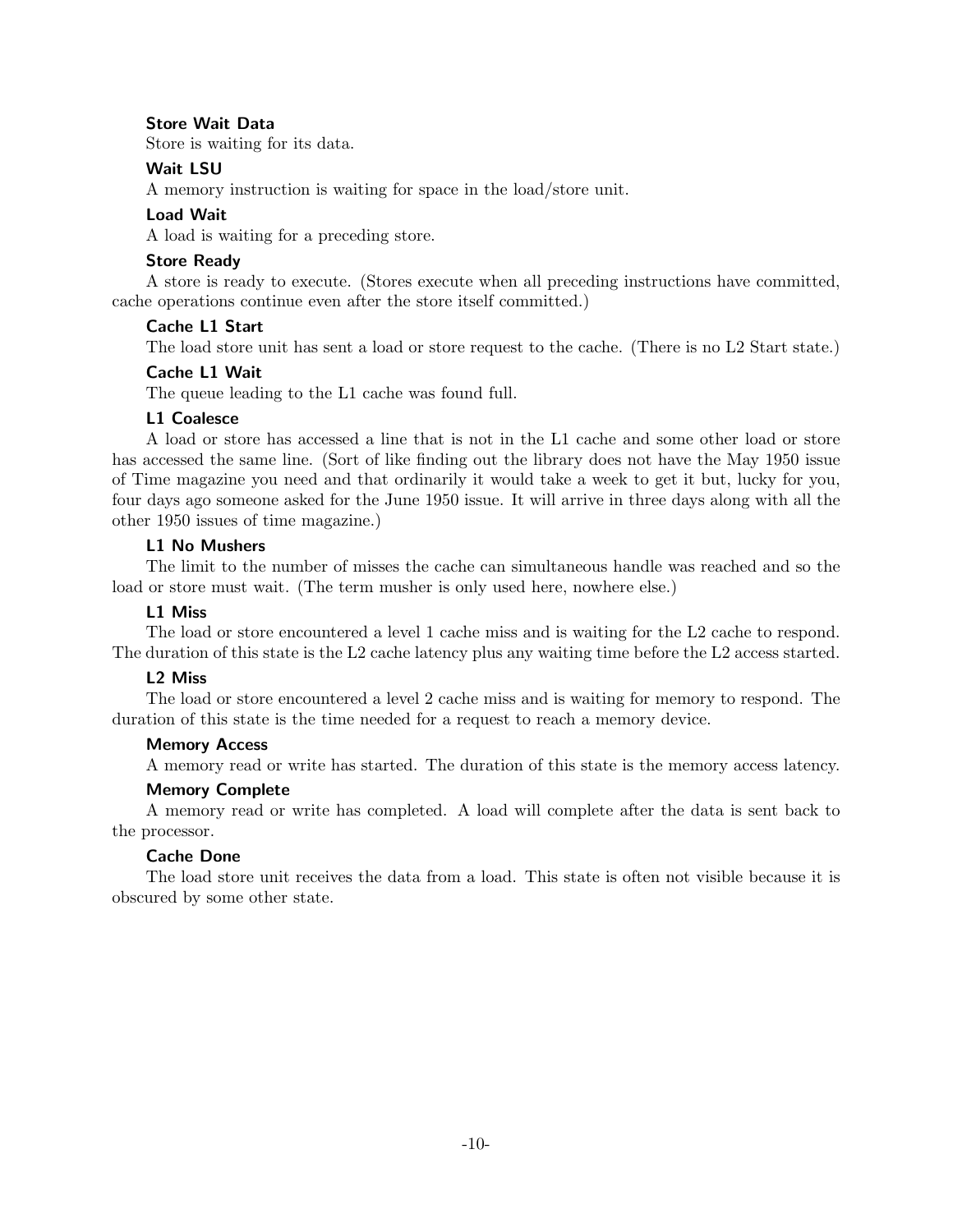**Store Wait Data**

Store is waiting for its data.

**Wait LSU**

A memory instruction is waiting for space in the load/store unit.

**Load Wait**

A load is waiting for a preceding store.

**Store Ready**

A store is ready to execute. (Stores execute when all preceding instructions have committed, cache operations continue even after the store itself committed.)

**Cache L1 Start**

The load store unit has sent a load or store request to the cache. (There is no L2 Start state.)

**Cache L1 Wait**

The queue leading to the L1 cache was found full.

**L1 Coalesce**

A load or store has accessed a line that is not in the L1 cache and some other load or store has accessed the same line. (Sort of like finding out the library does not have the May 1950 issue of Time magazine you need and that ordinarily it would take a week to get it but, lucky for you, four days ago someone asked for the June 1950 issue. It will arrive in three days along with all the other 1950 issues of time magazine.)

**L1 No Mushers**

The limit to the number of misses the cache can simultaneous handle was reached and so the load or store must wait. (The term musher is only used here, nowhere else.)

**L1 Miss**

The load or store encountered a level 1 cache miss and is waiting for the L2 cache to respond. The duration of this state is the L2 cache latency plus any waiting time before the L2 access started.

**L2 Miss**

The load or store encountered a level 2 cache miss and is waiting for memory to respond. The duration of this state is the time needed for a request to reach a memory device.

**Memory Access**

A memory read or write has started. The duration of this state is the memory access latency.

**Memory Complete**

A memory read or write has completed. A load will complete after the data is sent back to the processor.

**Cache Done**

The load store unit receives the data from a load. This state is often not visible because it is obscured by some other state.